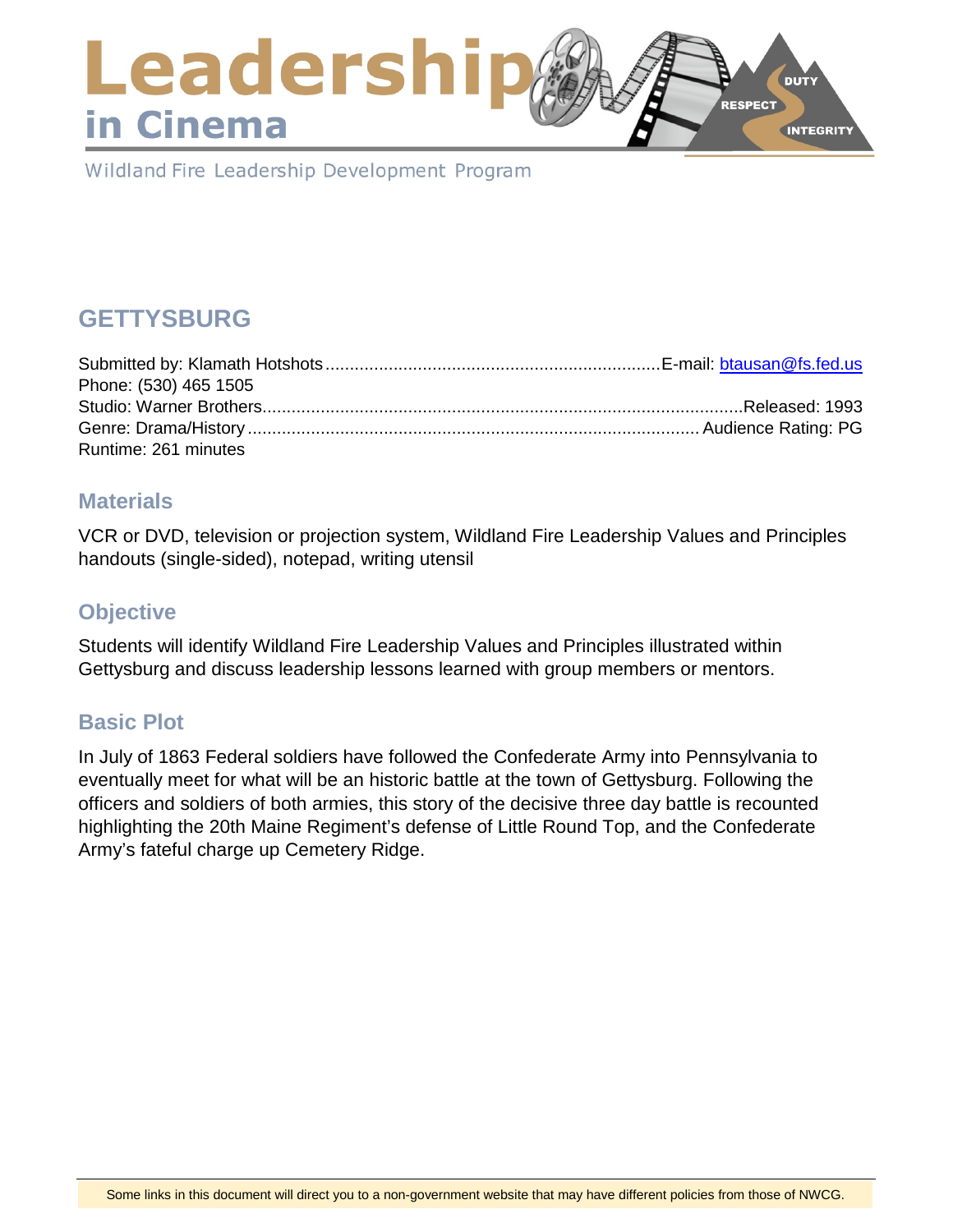# Leadership in Cinema

Wildland Fire Leadership Development Program

## GETTYSBURG

Submitted by: Klamath Hotshots.......................................................................E-mail: btausan@fs.fed.us
Phone: (530) 465 1505
Studio: Warner Brothers...................................................................................................Released: 1993
Genre: Drama/History ............................................................................................. Audience Rating: PG
Runtime: 261 minutes

### Materials

VCR or DVD, television or projection system, Wildland Fire Leadership Values and Principles handouts (single-sided), notepad, writing utensil

### Objective

Students will identify Wildland Fire Leadership Values and Principles illustrated within Gettysburg and discuss leadership lessons learned with group members or mentors.

### Basic Plot

In July of 1863 Federal soldiers have followed the Confederate Army into Pennsylvania to eventually meet for what will be an historic battle at the town of Gettysburg. Following the officers and soldiers of both armies, this story of the decisive three day battle is recounted highlighting the 20th Maine Regiment's defense of Little Round Top, and the Confederate Army's fateful charge up Cemetery Ridge.

Some links in this document will direct you to a non-government website that may have different policies from those of NWCG.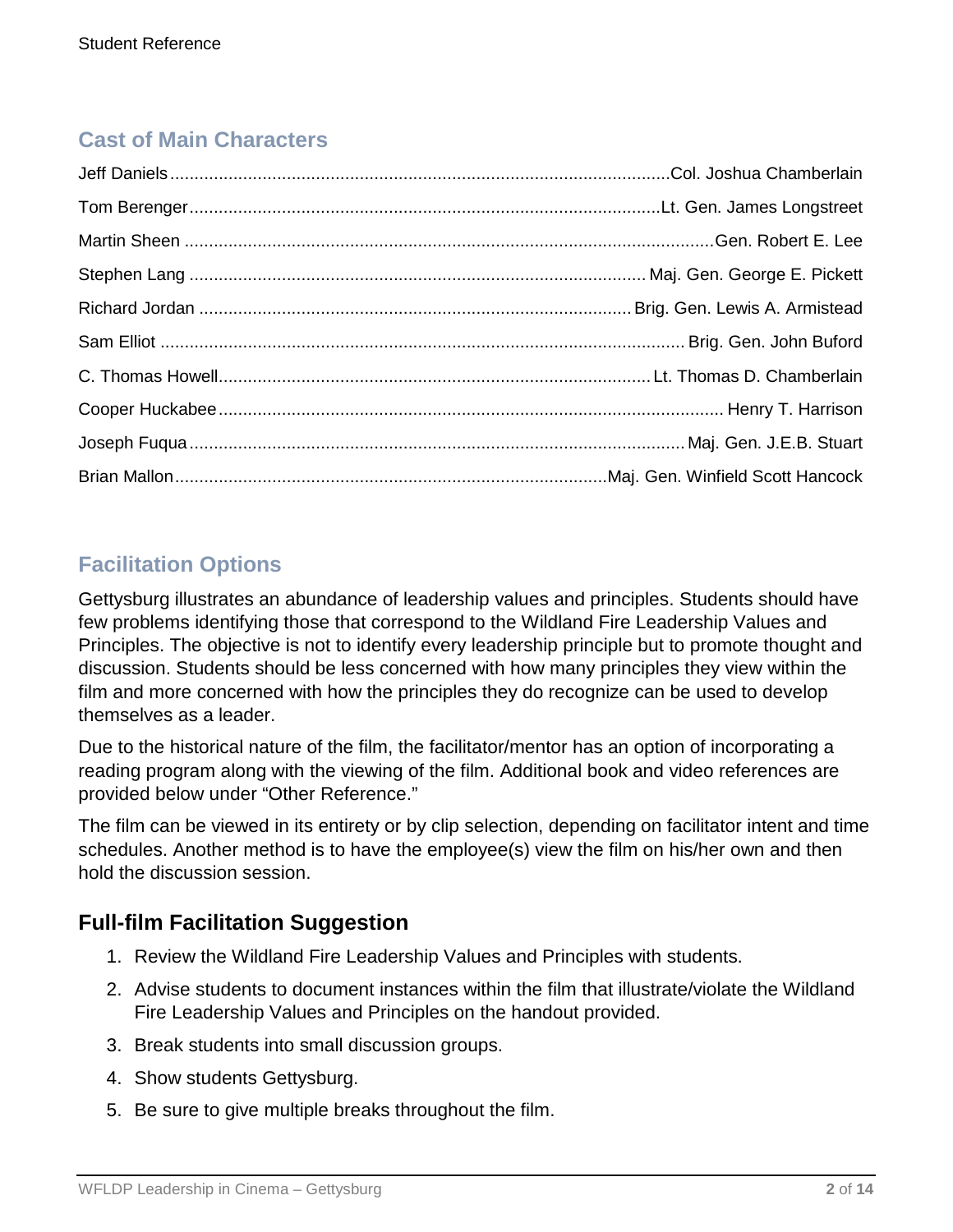## Cast of Main Characters

| Actor | Character |
|---|---|
| Jeff Daniels | Col. Joshua Chamberlain |
| Tom Berenger | Lt. Gen. James Longstreet |
| Martin Sheen | Gen. Robert E. Lee |
| Stephen Lang | Maj. Gen. George E. Pickett |
| Richard Jordan | Brig. Gen. Lewis A. Armistead |
| Sam Elliot | Brig. Gen. John Buford |
| C. Thomas Howell | Lt. Thomas D. Chamberlain |
| Cooper Huckabee | Henry T. Harrison |
| Joseph Fuqua | Maj. Gen. J.E.B. Stuart |
| Brian Mallon | Maj. Gen. Winfield Scott Hancock |

## Facilitation Options

Gettysburg illustrates an abundance of leadership values and principles. Students should have few problems identifying those that correspond to the Wildland Fire Leadership Values and Principles. The objective is not to identify every leadership principle but to promote thought and discussion. Students should be less concerned with how many principles they view within the film and more concerned with how the principles they do recognize can be used to develop themselves as a leader.

Due to the historical nature of the film, the facilitator/mentor has an option of incorporating a reading program along with the viewing of the film. Additional book and video references are provided below under "Other Reference."

The film can be viewed in its entirety or by clip selection, depending on facilitator intent and time schedules. Another method is to have the employee(s) view the film on his/her own and then hold the discussion session.

### Full-film Facilitation Suggestion

1. Review the Wildland Fire Leadership Values and Principles with students.
2. Advise students to document instances within the film that illustrate/violate the Wildland Fire Leadership Values and Principles on the handout provided.
3. Break students into small discussion groups.
4. Show students Gettysburg.
5. Be sure to give multiple breaks throughout the film.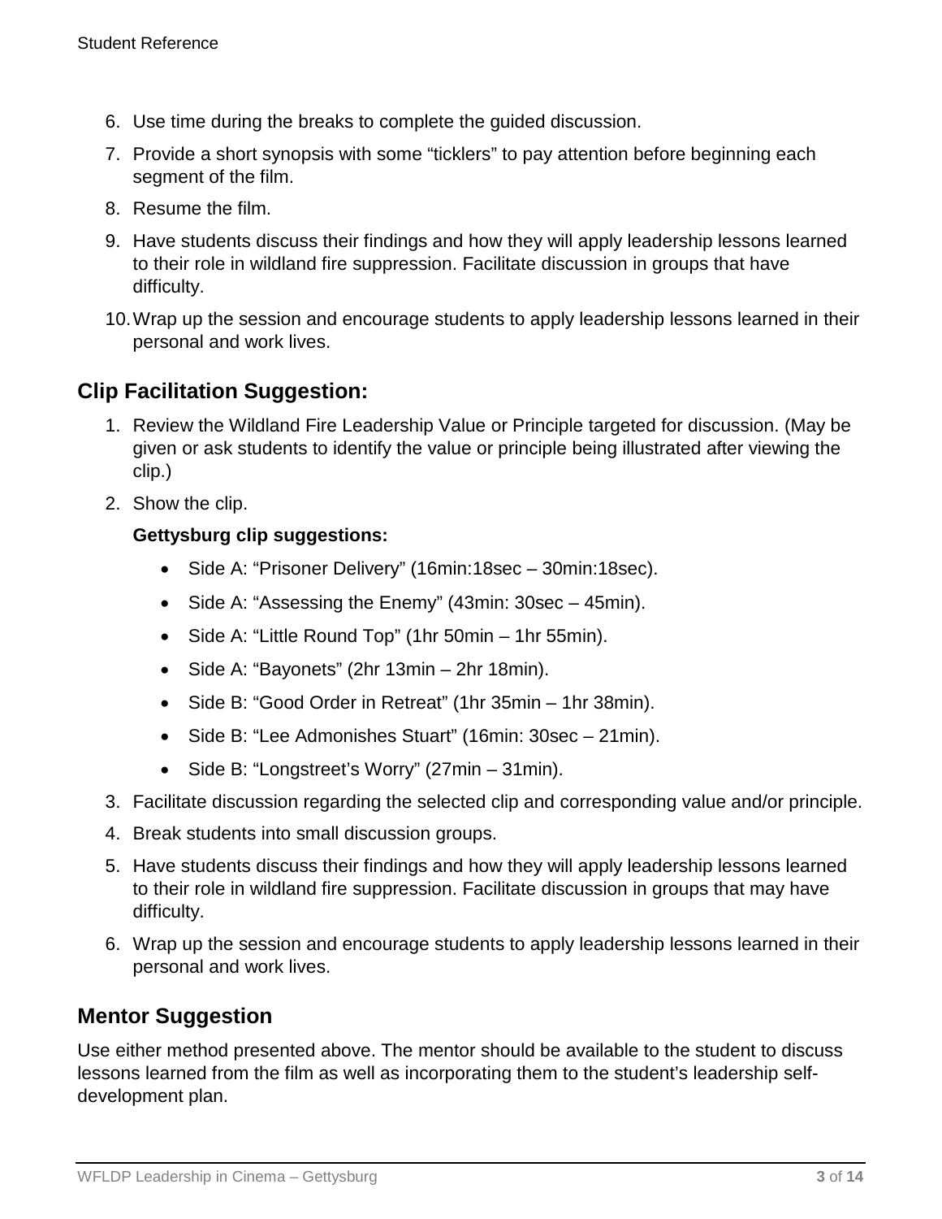6. Use time during the breaks to complete the guided discussion.
7. Provide a short synopsis with some “ticklers” to pay attention before beginning each segment of the film.
8. Resume the film.
9. Have students discuss their findings and how they will apply leadership lessons learned to their role in wildland fire suppression. Facilitate discussion in groups that have difficulty.
10. Wrap up the session and encourage students to apply leadership lessons learned in their personal and work lives.

## Clip Facilitation Suggestion:

1. Review the Wildland Fire Leadership Value or Principle targeted for discussion. (May be given or ask students to identify the value or principle being illustrated after viewing the clip.)
2. Show the clip.

   **Gettysburg clip suggestions:**

   - Side A: “Prisoner Delivery” (16min:18sec – 30min:18sec).
   - Side A: “Assessing the Enemy” (43min: 30sec – 45min).
   - Side A: “Little Round Top” (1hr 50min – 1hr 55min).
   - Side A: “Bayonets” (2hr 13min – 2hr 18min).
   - Side B: “Good Order in Retreat” (1hr 35min – 1hr 38min).
   - Side B: “Lee Admonishes Stuart” (16min: 30sec – 21min).
   - Side B: “Longstreet’s Worry” (27min – 31min).
3. Facilitate discussion regarding the selected clip and corresponding value and/or principle.
4. Break students into small discussion groups.
5. Have students discuss their findings and how they will apply leadership lessons learned to their role in wildland fire suppression. Facilitate discussion in groups that may have difficulty.
6. Wrap up the session and encourage students to apply leadership lessons learned in their personal and work lives.

## Mentor Suggestion

Use either method presented above. The mentor should be available to the student to discuss lessons learned from the film as well as incorporating them to the student’s leadership self-development plan.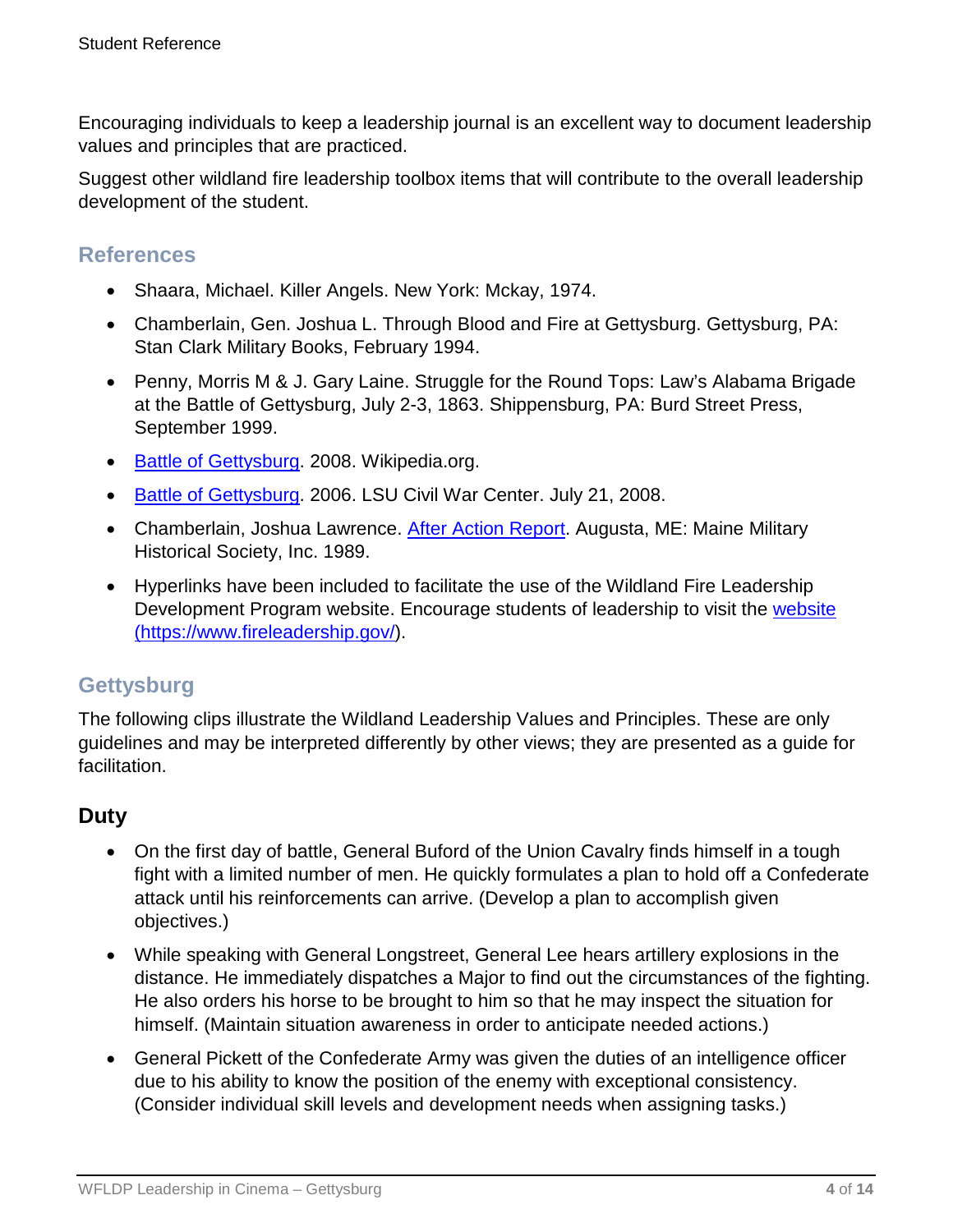Encouraging individuals to keep a leadership journal is an excellent way to document leadership values and principles that are practiced.

Suggest other wildland fire leadership toolbox items that will contribute to the overall leadership development of the student.

## References

- Shaara, Michael. Killer Angels. New York: Mckay, 1974.
- Chamberlain, Gen. Joshua L. Through Blood and Fire at Gettysburg. Gettysburg, PA: Stan Clark Military Books, February 1994.
- Penny, Morris M & J. Gary Laine. Struggle for the Round Tops: Law's Alabama Brigade at the Battle of Gettysburg, July 2-3, 1863. Shippensburg, PA: Burd Street Press, September 1999.
- Battle of Gettysburg. 2008. Wikipedia.org.
- Battle of Gettysburg. 2006. LSU Civil War Center. July 21, 2008.
- Chamberlain, Joshua Lawrence. After Action Report. Augusta, ME: Maine Military Historical Society, Inc. 1989.
- Hyperlinks have been included to facilitate the use of the Wildland Fire Leadership Development Program website. Encourage students of leadership to visit the website (https://www.fireleadership.gov/).

## Gettysburg

The following clips illustrate the Wildland Leadership Values and Principles. These are only guidelines and may be interpreted differently by other views; they are presented as a guide for facilitation.

### Duty

- On the first day of battle, General Buford of the Union Cavalry finds himself in a tough fight with a limited number of men. He quickly formulates a plan to hold off a Confederate attack until his reinforcements can arrive. (Develop a plan to accomplish given objectives.)
- While speaking with General Longstreet, General Lee hears artillery explosions in the distance. He immediately dispatches a Major to find out the circumstances of the fighting. He also orders his horse to be brought to him so that he may inspect the situation for himself. (Maintain situation awareness in order to anticipate needed actions.)
- General Pickett of the Confederate Army was given the duties of an intelligence officer due to his ability to know the position of the enemy with exceptional consistency. (Consider individual skill levels and development needs when assigning tasks.)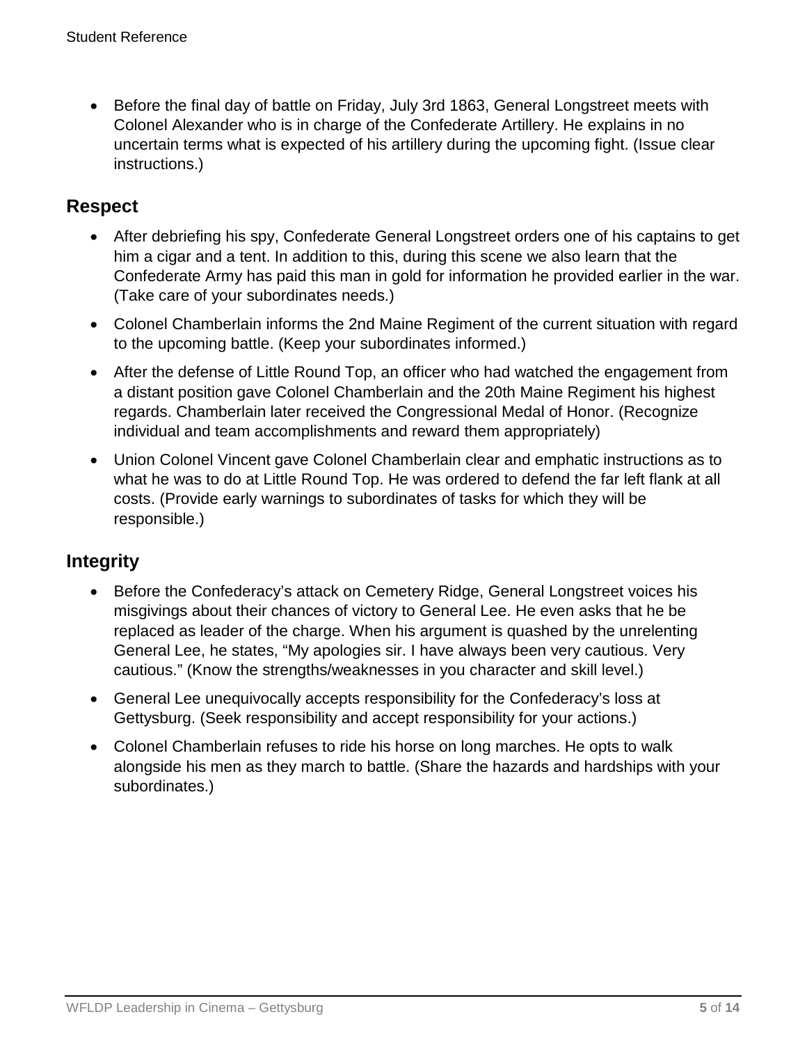- Before the final day of battle on Friday, July 3rd 1863, General Longstreet meets with Colonel Alexander who is in charge of the Confederate Artillery. He explains in no uncertain terms what is expected of his artillery during the upcoming fight. (Issue clear instructions.)

## Respect

- After debriefing his spy, Confederate General Longstreet orders one of his captains to get him a cigar and a tent. In addition to this, during this scene we also learn that the Confederate Army has paid this man in gold for information he provided earlier in the war. (Take care of your subordinates needs.)
- Colonel Chamberlain informs the 2nd Maine Regiment of the current situation with regard to the upcoming battle. (Keep your subordinates informed.)
- After the defense of Little Round Top, an officer who had watched the engagement from a distant position gave Colonel Chamberlain and the 20th Maine Regiment his highest regards. Chamberlain later received the Congressional Medal of Honor. (Recognize individual and team accomplishments and reward them appropriately)
- Union Colonel Vincent gave Colonel Chamberlain clear and emphatic instructions as to what he was to do at Little Round Top. He was ordered to defend the far left flank at all costs. (Provide early warnings to subordinates of tasks for which they will be responsible.)

## Integrity

- Before the Confederacy's attack on Cemetery Ridge, General Longstreet voices his misgivings about their chances of victory to General Lee. He even asks that he be replaced as leader of the charge. When his argument is quashed by the unrelenting General Lee, he states, "My apologies sir. I have always been very cautious. Very cautious." (Know the strengths/weaknesses in you character and skill level.)
- General Lee unequivocally accepts responsibility for the Confederacy's loss at Gettysburg. (Seek responsibility and accept responsibility for your actions.)
- Colonel Chamberlain refuses to ride his horse on long marches. He opts to walk alongside his men as they march to battle. (Share the hazards and hardships with your subordinates.)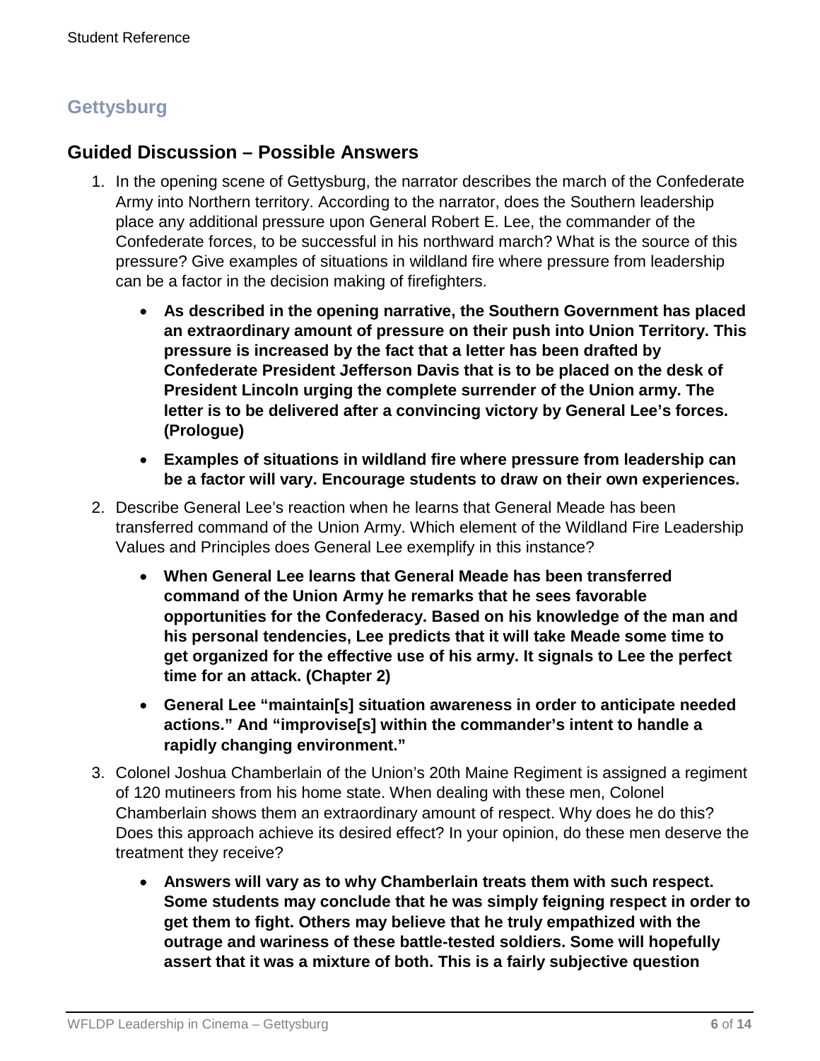## Gettysburg

## Guided Discussion – Possible Answers

1. In the opening scene of Gettysburg, the narrator describes the march of the Confederate Army into Northern territory. According to the narrator, does the Southern leadership place any additional pressure upon General Robert E. Lee, the commander of the Confederate forces, to be successful in his northward march? What is the source of this pressure? Give examples of situations in wildland fire where pressure from leadership can be a factor in the decision making of firefighters.
   - **As described in the opening narrative, the Southern Government has placed an extraordinary amount of pressure on their push into Union Territory. This pressure is increased by the fact that a letter has been drafted by Confederate President Jefferson Davis that is to be placed on the desk of President Lincoln urging the complete surrender of the Union army. The letter is to be delivered after a convincing victory by General Lee's forces. (Prologue)**
   - **Examples of situations in wildland fire where pressure from leadership can be a factor will vary. Encourage students to draw on their own experiences.**
2. Describe General Lee's reaction when he learns that General Meade has been transferred command of the Union Army. Which element of the Wildland Fire Leadership Values and Principles does General Lee exemplify in this instance?
   - **When General Lee learns that General Meade has been transferred command of the Union Army he remarks that he sees favorable opportunities for the Confederacy. Based on his knowledge of the man and his personal tendencies, Lee predicts that it will take Meade some time to get organized for the effective use of his army. It signals to Lee the perfect time for an attack. (Chapter 2)**
   - **General Lee "maintain[s] situation awareness in order to anticipate needed actions." And "improvise[s] within the commander's intent to handle a rapidly changing environment."**
3. Colonel Joshua Chamberlain of the Union's 20th Maine Regiment is assigned a regiment of 120 mutineers from his home state. When dealing with these men, Colonel Chamberlain shows them an extraordinary amount of respect. Why does he do this? Does this approach achieve its desired effect? In your opinion, do these men deserve the treatment they receive?
   - **Answers will vary as to why Chamberlain treats them with such respect. Some students may conclude that he was simply feigning respect in order to get them to fight. Others may believe that he truly empathized with the outrage and wariness of these battle-tested soldiers. Some will hopefully assert that it was a mixture of both. This is a fairly subjective question**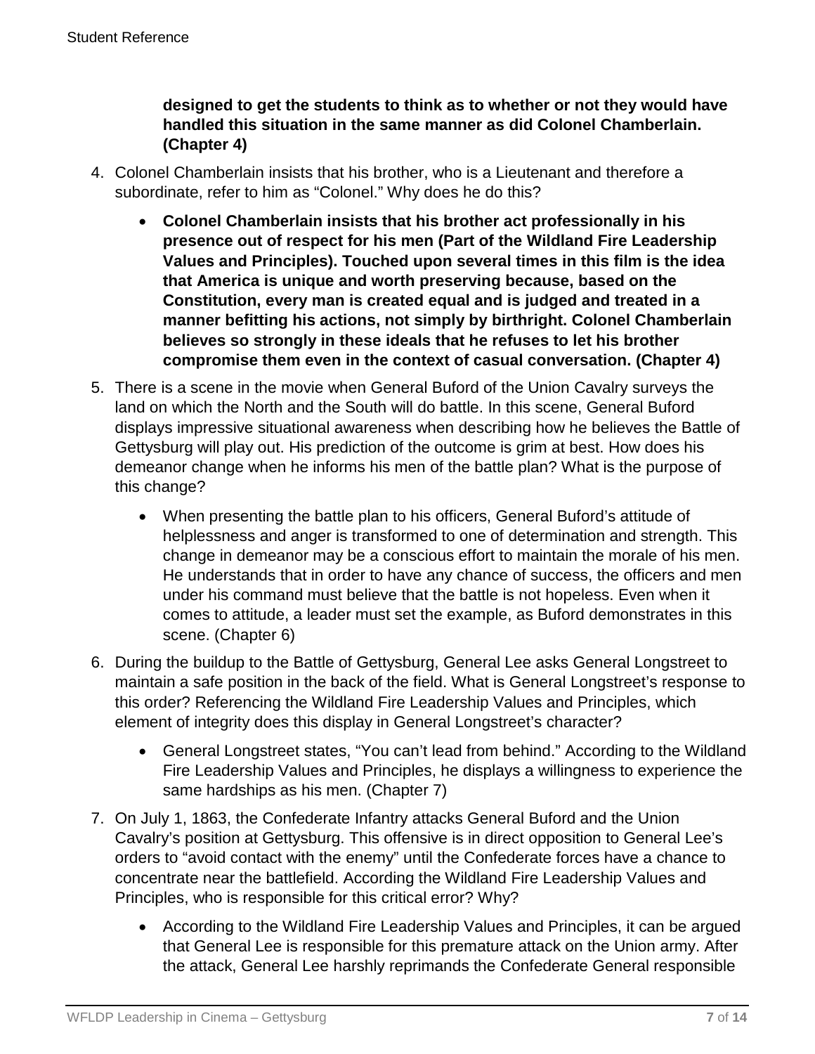**designed to get the students to think as to whether or not they would have handled this situation in the same manner as did Colonel Chamberlain. (Chapter 4)**

4. Colonel Chamberlain insists that his brother, who is a Lieutenant and therefore a subordinate, refer to him as "Colonel." Why does he do this?

   - **Colonel Chamberlain insists that his brother act professionally in his presence out of respect for his men (Part of the Wildland Fire Leadership Values and Principles). Touched upon several times in this film is the idea that America is unique and worth preserving because, based on the Constitution, every man is created equal and is judged and treated in a manner befitting his actions, not simply by birthright. Colonel Chamberlain believes so strongly in these ideals that he refuses to let his brother compromise them even in the context of casual conversation. (Chapter 4)**

5. There is a scene in the movie when General Buford of the Union Cavalry surveys the land on which the North and the South will do battle. In this scene, General Buford displays impressive situational awareness when describing how he believes the Battle of Gettysburg will play out. His prediction of the outcome is grim at best. How does his demeanor change when he informs his men of the battle plan? What is the purpose of this change?

   - When presenting the battle plan to his officers, General Buford's attitude of helplessness and anger is transformed to one of determination and strength. This change in demeanor may be a conscious effort to maintain the morale of his men. He understands that in order to have any chance of success, the officers and men under his command must believe that the battle is not hopeless. Even when it comes to attitude, a leader must set the example, as Buford demonstrates in this scene. (Chapter 6)

6. During the buildup to the Battle of Gettysburg, General Lee asks General Longstreet to maintain a safe position in the back of the field. What is General Longstreet's response to this order? Referencing the Wildland Fire Leadership Values and Principles, which element of integrity does this display in General Longstreet's character?

   - General Longstreet states, "You can't lead from behind." According to the Wildland Fire Leadership Values and Principles, he displays a willingness to experience the same hardships as his men. (Chapter 7)

7. On July 1, 1863, the Confederate Infantry attacks General Buford and the Union Cavalry's position at Gettysburg. This offensive is in direct opposition to General Lee's orders to "avoid contact with the enemy" until the Confederate forces have a chance to concentrate near the battlefield. According the Wildland Fire Leadership Values and Principles, who is responsible for this critical error? Why?

   - According to the Wildland Fire Leadership Values and Principles, it can be argued that General Lee is responsible for this premature attack on the Union army. After the attack, General Lee harshly reprimands the Confederate General responsible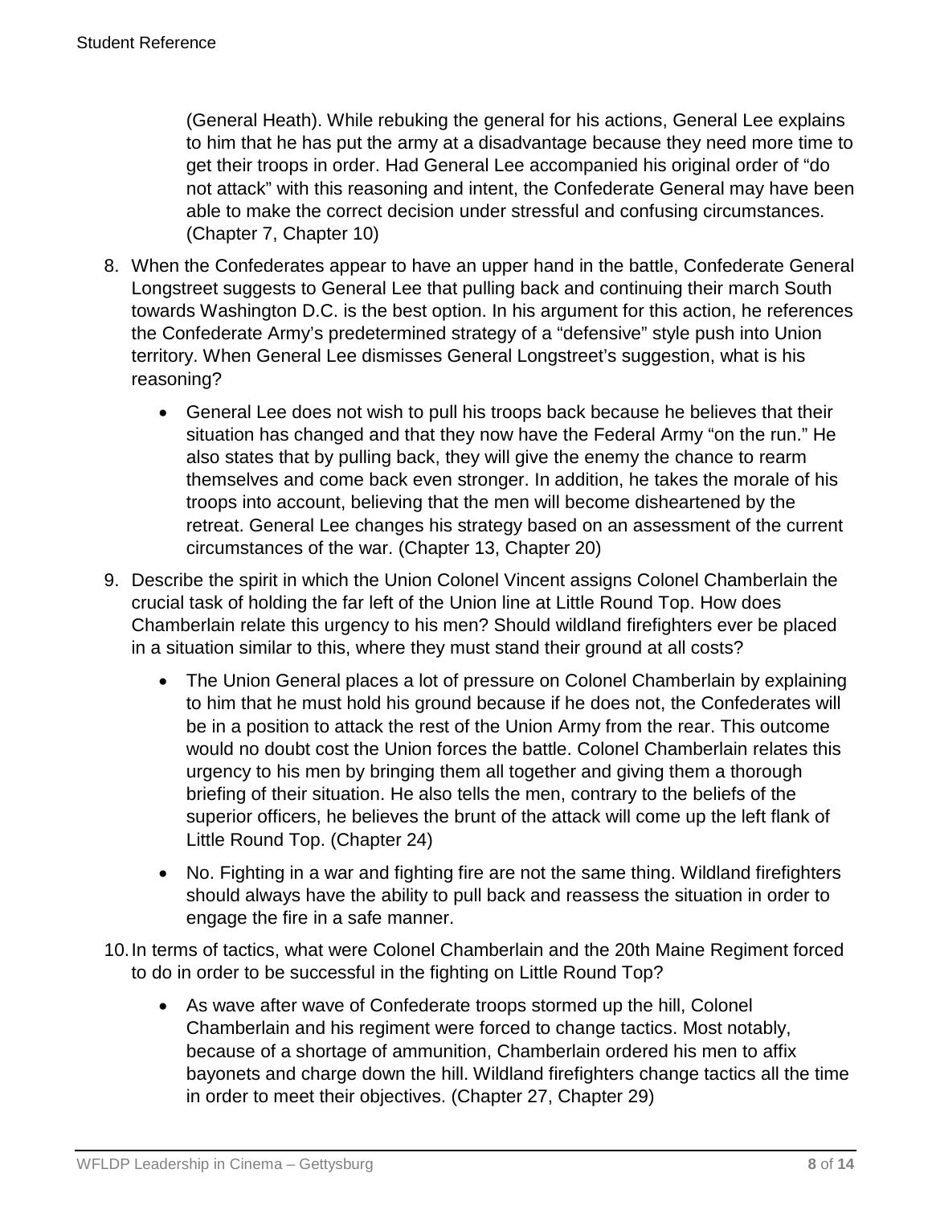(General Heath). While rebuking the general for his actions, General Lee explains to him that he has put the army at a disadvantage because they need more time to get their troops in order. Had General Lee accompanied his original order of "do not attack" with this reasoning and intent, the Confederate General may have been able to make the correct decision under stressful and confusing circumstances. (Chapter 7, Chapter 10)

8. When the Confederates appear to have an upper hand in the battle, Confederate General Longstreet suggests to General Lee that pulling back and continuing their march South towards Washington D.C. is the best option. In his argument for this action, he references the Confederate Army's predetermined strategy of a "defensive" style push into Union territory. When General Lee dismisses General Longstreet's suggestion, what is his reasoning?

   - General Lee does not wish to pull his troops back because he believes that their situation has changed and that they now have the Federal Army "on the run." He also states that by pulling back, they will give the enemy the chance to rearm themselves and come back even stronger. In addition, he takes the morale of his troops into account, believing that the men will become disheartened by the retreat. General Lee changes his strategy based on an assessment of the current circumstances of the war. (Chapter 13, Chapter 20)

9. Describe the spirit in which the Union Colonel Vincent assigns Colonel Chamberlain the crucial task of holding the far left of the Union line at Little Round Top. How does Chamberlain relate this urgency to his men? Should wildland firefighters ever be placed in a situation similar to this, where they must stand their ground at all costs?

   - The Union General places a lot of pressure on Colonel Chamberlain by explaining to him that he must hold his ground because if he does not, the Confederates will be in a position to attack the rest of the Union Army from the rear. This outcome would no doubt cost the Union forces the battle. Colonel Chamberlain relates this urgency to his men by bringing them all together and giving them a thorough briefing of their situation. He also tells the men, contrary to the beliefs of the superior officers, he believes the brunt of the attack will come up the left flank of Little Round Top. (Chapter 24)
   - No. Fighting in a war and fighting fire are not the same thing. Wildland firefighters should always have the ability to pull back and reassess the situation in order to engage the fire in a safe manner.

10. In terms of tactics, what were Colonel Chamberlain and the 20th Maine Regiment forced to do in order to be successful in the fighting on Little Round Top?

    - As wave after wave of Confederate troops stormed up the hill, Colonel Chamberlain and his regiment were forced to change tactics. Most notably, because of a shortage of ammunition, Chamberlain ordered his men to affix bayonets and charge down the hill. Wildland firefighters change tactics all the time in order to meet their objectives. (Chapter 27, Chapter 29)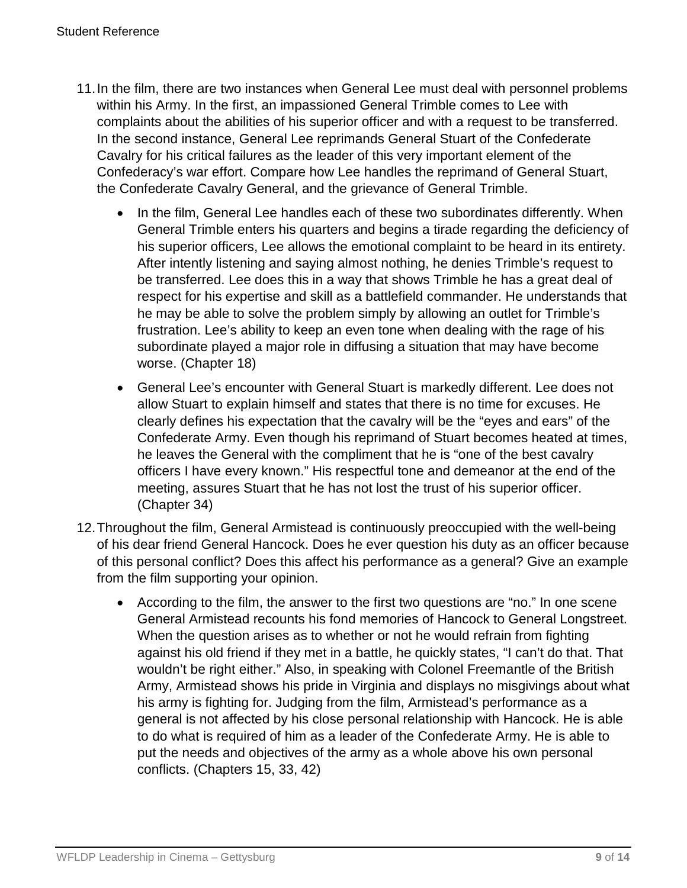11. In the film, there are two instances when General Lee must deal with personnel problems within his Army. In the first, an impassioned General Trimble comes to Lee with complaints about the abilities of his superior officer and with a request to be transferred. In the second instance, General Lee reprimands General Stuart of the Confederate Cavalry for his critical failures as the leader of this very important element of the Confederacy's war effort. Compare how Lee handles the reprimand of General Stuart, the Confederate Cavalry General, and the grievance of General Trimble.

    - In the film, General Lee handles each of these two subordinates differently. When General Trimble enters his quarters and begins a tirade regarding the deficiency of his superior officers, Lee allows the emotional complaint to be heard in its entirety. After intently listening and saying almost nothing, he denies Trimble's request to be transferred. Lee does this in a way that shows Trimble he has a great deal of respect for his expertise and skill as a battlefield commander. He understands that he may be able to solve the problem simply by allowing an outlet for Trimble's frustration. Lee's ability to keep an even tone when dealing with the rage of his subordinate played a major role in diffusing a situation that may have become worse. (Chapter 18)
    - General Lee's encounter with General Stuart is markedly different. Lee does not allow Stuart to explain himself and states that there is no time for excuses. He clearly defines his expectation that the cavalry will be the "eyes and ears" of the Confederate Army. Even though his reprimand of Stuart becomes heated at times, he leaves the General with the compliment that he is "one of the best cavalry officers I have every known." His respectful tone and demeanor at the end of the meeting, assures Stuart that he has not lost the trust of his superior officer. (Chapter 34)

12. Throughout the film, General Armistead is continuously preoccupied with the well-being of his dear friend General Hancock. Does he ever question his duty as an officer because of this personal conflict? Does this affect his performance as a general? Give an example from the film supporting your opinion.

    - According to the film, the answer to the first two questions are "no." In one scene General Armistead recounts his fond memories of Hancock to General Longstreet. When the question arises as to whether or not he would refrain from fighting against his old friend if they met in a battle, he quickly states, "I can't do that. That wouldn't be right either." Also, in speaking with Colonel Freemantle of the British Army, Armistead shows his pride in Virginia and displays no misgivings about what his army is fighting for. Judging from the film, Armistead's performance as a general is not affected by his close personal relationship with Hancock. He is able to do what is required of him as a leader of the Confederate Army. He is able to put the needs and objectives of the army as a whole above his own personal conflicts. (Chapters 15, 33, 42)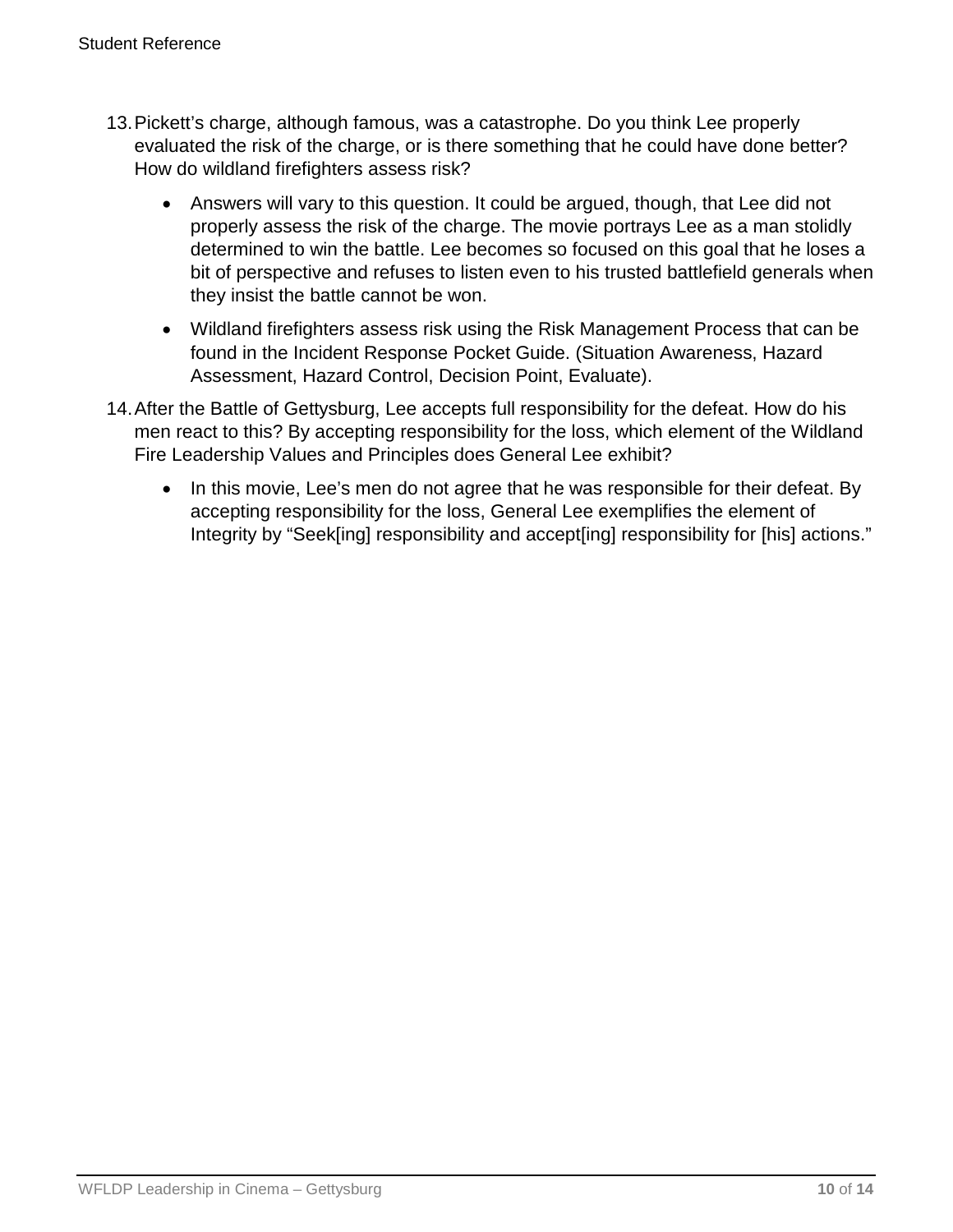13. Pickett's charge, although famous, was a catastrophe. Do you think Lee properly evaluated the risk of the charge, or is there something that he could have done better? How do wildland firefighters assess risk?

    - Answers will vary to this question. It could be argued, though, that Lee did not properly assess the risk of the charge. The movie portrays Lee as a man stolidly determined to win the battle. Lee becomes so focused on this goal that he loses a bit of perspective and refuses to listen even to his trusted battlefield generals when they insist the battle cannot be won.
    - Wildland firefighters assess risk using the Risk Management Process that can be found in the Incident Response Pocket Guide. (Situation Awareness, Hazard Assessment, Hazard Control, Decision Point, Evaluate).

14. After the Battle of Gettysburg, Lee accepts full responsibility for the defeat. How do his men react to this? By accepting responsibility for the loss, which element of the Wildland Fire Leadership Values and Principles does General Lee exhibit?

    - In this movie, Lee's men do not agree that he was responsible for their defeat. By accepting responsibility for the loss, General Lee exemplifies the element of Integrity by "Seek[ing] responsibility and accept[ing] responsibility for [his] actions."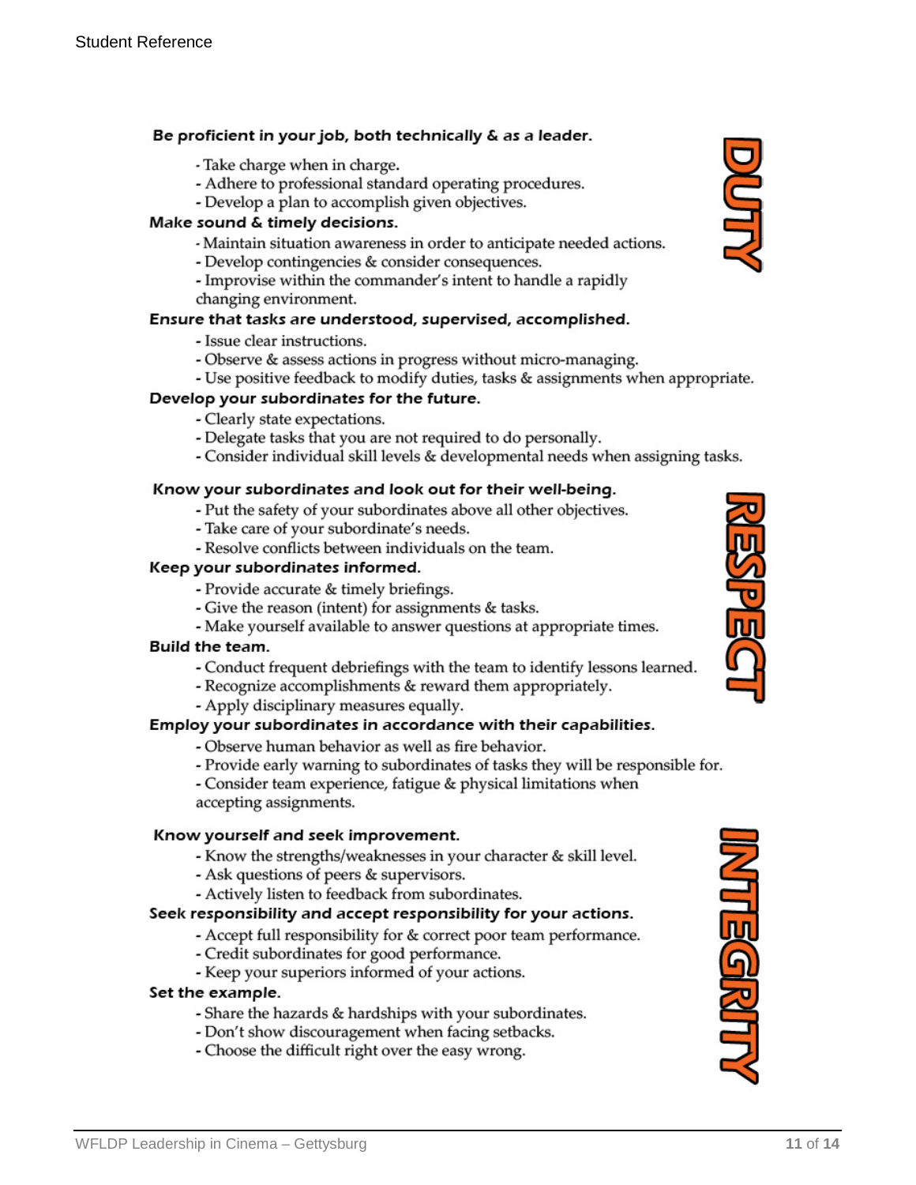## DUTY

**Be proficient in your job, both technically & as a leader.**

- Take charge when in charge.
- Adhere to professional standard operating procedures.
- Develop a plan to accomplish given objectives.

**Make sound & timely decisions.**

- Maintain situation awareness in order to anticipate needed actions.
- Develop contingencies & consider consequences.
- Improvise within the commander's intent to handle a rapidly changing environment.

**Ensure that tasks are understood, supervised, accomplished.**

- Issue clear instructions.
- Observe & assess actions in progress without micro-managing.
- Use positive feedback to modify duties, tasks & assignments when appropriate.

**Develop your subordinates for the future.**

- Clearly state expectations.
- Delegate tasks that you are not required to do personally.
- Consider individual skill levels & developmental needs when assigning tasks.

## RESPECT

**Know your subordinates and look out for their well-being.**

- Put the safety of your subordinates above all other objectives.
- Take care of your subordinate's needs.
- Resolve conflicts between individuals on the team.

**Keep your subordinates informed.**

- Provide accurate & timely briefings.
- Give the reason (intent) for assignments & tasks.
- Make yourself available to answer questions at appropriate times.

**Build the team.**

- Conduct frequent debriefings with the team to identify lessons learned.
- Recognize accomplishments & reward them appropriately.
- Apply disciplinary measures equally.

**Employ your subordinates in accordance with their capabilities.**

- Observe human behavior as well as fire behavior.
- Provide early warning to subordinates of tasks they will be responsible for.
- Consider team experience, fatigue & physical limitations when accepting assignments.

## INTEGRITY

**Know yourself and seek improvement.**

- Know the strengths/weaknesses in your character & skill level.
- Ask questions of peers & supervisors.
- Actively listen to feedback from subordinates.

**Seek responsibility and accept responsibility for your actions.**

- Accept full responsibility for & correct poor team performance.
- Credit subordinates for good performance.
- Keep your superiors informed of your actions.

**Set the example.**

- Share the hazards & hardships with your subordinates.
- Don't show discouragement when facing setbacks.
- Choose the difficult right over the easy wrong.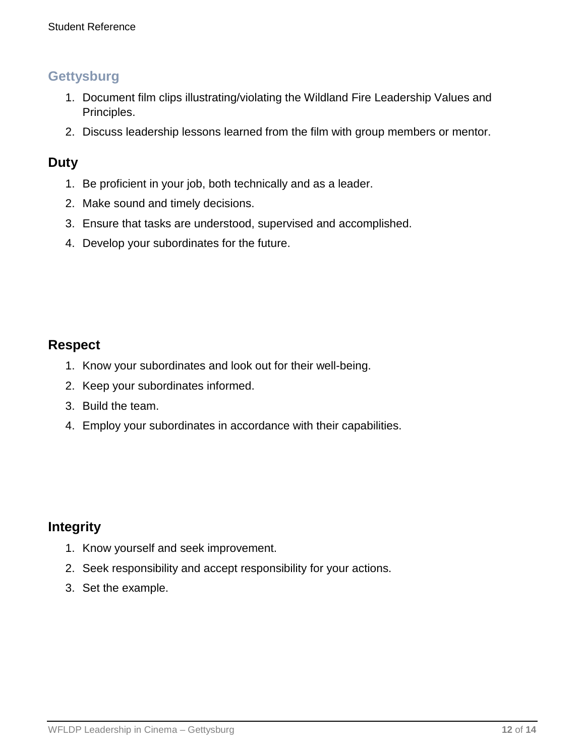## Gettysburg

1. Document film clips illustrating/violating the Wildland Fire Leadership Values and Principles.
2. Discuss leadership lessons learned from the film with group members or mentor.

### Duty

1. Be proficient in your job, both technically and as a leader.
2. Make sound and timely decisions.
3. Ensure that tasks are understood, supervised and accomplished.
4. Develop your subordinates for the future.

### Respect

1. Know your subordinates and look out for their well-being.
2. Keep your subordinates informed.
3. Build the team.
4. Employ your subordinates in accordance with their capabilities.

### Integrity

1. Know yourself and seek improvement.
2. Seek responsibility and accept responsibility for your actions.
3. Set the example.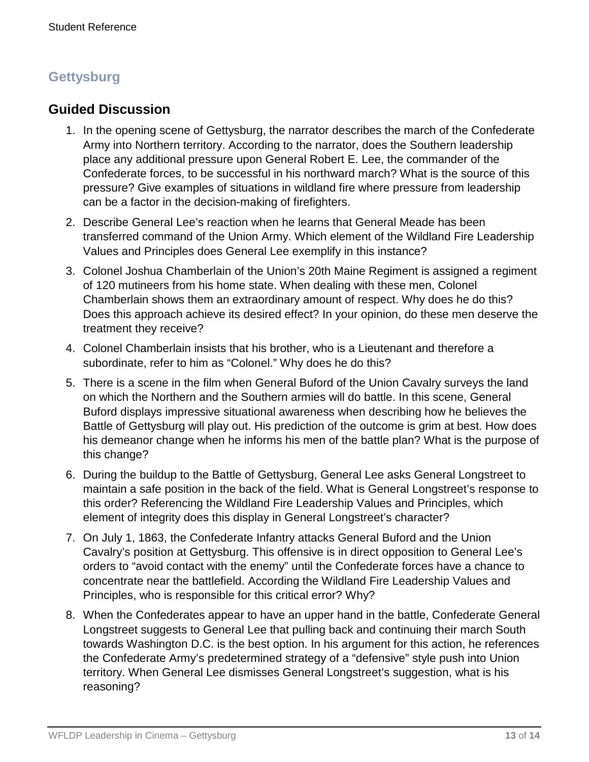## Gettysburg

### Guided Discussion

1. In the opening scene of Gettysburg, the narrator describes the march of the Confederate Army into Northern territory. According to the narrator, does the Southern leadership place any additional pressure upon General Robert E. Lee, the commander of the Confederate forces, to be successful in his northward march? What is the source of this pressure? Give examples of situations in wildland fire where pressure from leadership can be a factor in the decision-making of firefighters.
2. Describe General Lee's reaction when he learns that General Meade has been transferred command of the Union Army. Which element of the Wildland Fire Leadership Values and Principles does General Lee exemplify in this instance?
3. Colonel Joshua Chamberlain of the Union's 20th Maine Regiment is assigned a regiment of 120 mutineers from his home state. When dealing with these men, Colonel Chamberlain shows them an extraordinary amount of respect. Why does he do this? Does this approach achieve its desired effect? In your opinion, do these men deserve the treatment they receive?
4. Colonel Chamberlain insists that his brother, who is a Lieutenant and therefore a subordinate, refer to him as "Colonel." Why does he do this?
5. There is a scene in the film when General Buford of the Union Cavalry surveys the land on which the Northern and the Southern armies will do battle. In this scene, General Buford displays impressive situational awareness when describing how he believes the Battle of Gettysburg will play out. His prediction of the outcome is grim at best. How does his demeanor change when he informs his men of the battle plan? What is the purpose of this change?
6. During the buildup to the Battle of Gettysburg, General Lee asks General Longstreet to maintain a safe position in the back of the field. What is General Longstreet's response to this order? Referencing the Wildland Fire Leadership Values and Principles, which element of integrity does this display in General Longstreet's character?
7. On July 1, 1863, the Confederate Infantry attacks General Buford and the Union Cavalry's position at Gettysburg. This offensive is in direct opposition to General Lee's orders to "avoid contact with the enemy" until the Confederate forces have a chance to concentrate near the battlefield. According the Wildland Fire Leadership Values and Principles, who is responsible for this critical error? Why?
8. When the Confederates appear to have an upper hand in the battle, Confederate General Longstreet suggests to General Lee that pulling back and continuing their march South towards Washington D.C. is the best option. In his argument for this action, he references the Confederate Army's predetermined strategy of a "defensive" style push into Union territory. When General Lee dismisses General Longstreet's suggestion, what is his reasoning?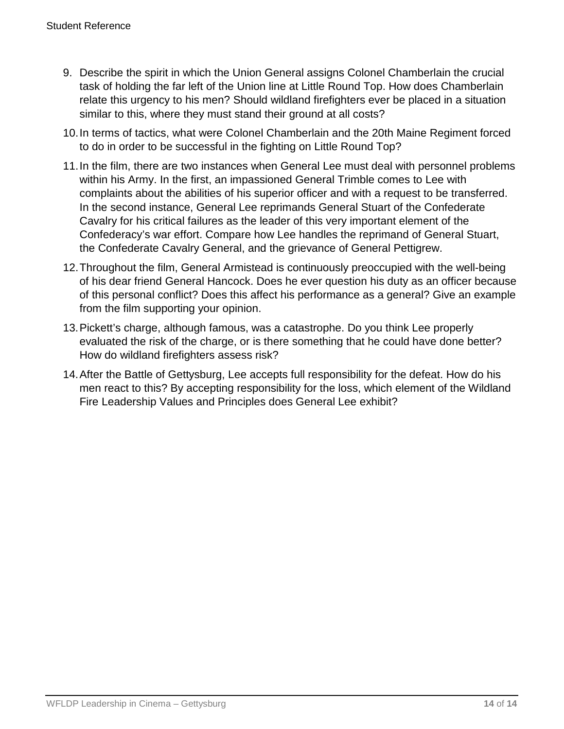9. Describe the spirit in which the Union General assigns Colonel Chamberlain the crucial task of holding the far left of the Union line at Little Round Top. How does Chamberlain relate this urgency to his men? Should wildland firefighters ever be placed in a situation similar to this, where they must stand their ground at all costs?

10. In terms of tactics, what were Colonel Chamberlain and the 20th Maine Regiment forced to do in order to be successful in the fighting on Little Round Top?

11. In the film, there are two instances when General Lee must deal with personnel problems within his Army. In the first, an impassioned General Trimble comes to Lee with complaints about the abilities of his superior officer and with a request to be transferred. In the second instance, General Lee reprimands General Stuart of the Confederate Cavalry for his critical failures as the leader of this very important element of the Confederacy's war effort. Compare how Lee handles the reprimand of General Stuart, the Confederate Cavalry General, and the grievance of General Pettigrew.

12. Throughout the film, General Armistead is continuously preoccupied with the well-being of his dear friend General Hancock. Does he ever question his duty as an officer because of this personal conflict? Does this affect his performance as a general? Give an example from the film supporting your opinion.

13. Pickett's charge, although famous, was a catastrophe. Do you think Lee properly evaluated the risk of the charge, or is there something that he could have done better? How do wildland firefighters assess risk?

14. After the Battle of Gettysburg, Lee accepts full responsibility for the defeat. How do his men react to this? By accepting responsibility for the loss, which element of the Wildland Fire Leadership Values and Principles does General Lee exhibit?